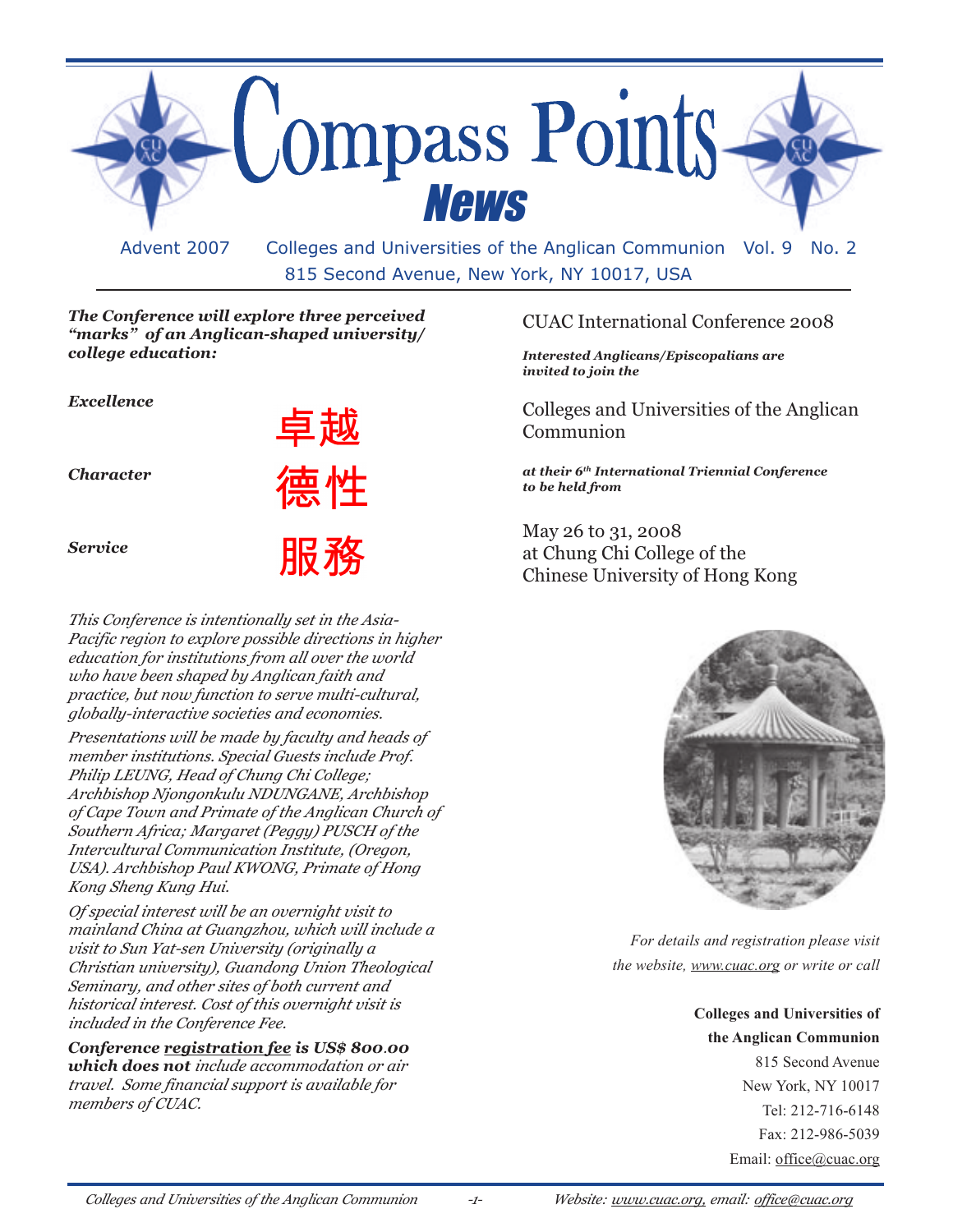# Compass Points News

Advent 2007 — Colleges and Universities of the Anglican Communion — Vol. 9 No. 2

815 Second Avenue, New York, NY 10017, USA

## CUAC International Conference 2008

***Interested Anglicans/Episcopalians are invited to join the***

Colleges and Universities of the Anglican Communion

***at their 6th International Triennial Conference to be held from***

May 26 to 31, 2008
at Chung Chi College of the Chinese University of Hong Kong

***The Conference will explore three perceived "marks" of an Anglican-shaped university/ college education:***

***Excellence*** 卓越

***Character*** 德性

***Service*** 服務

*This Conference is intentionally set in the Asia-Pacific region to explore possible directions in higher education for institutions from all over the world who have been shaped by Anglican faith and practice, but now function to serve multi-cultural, globally-interactive societies and economies.*

*Presentations will be made by faculty and heads of member institutions. Special Guests include Prof. Philip LEUNG, Head of Chung Chi College; Archbishop Njongonkulu NDUNGANE, Archbishop of Cape Town and Primate of the Anglican Church of Southern Africa; Margaret (Peggy) PUSCH of the Intercultural Communication Institute, (Oregon, USA). Archbishop Paul KWONG, Primate of Hong Kong Sheng Kung Hui.*

*Of special interest will be an overnight visit to mainland China at Guangzhou, which will include a visit to Sun Yat-sen University (originally a Christian university), Guandong Union Theological Seminary, and other sites of both current and historical interest. Cost of this overnight visit is included in the Conference Fee.*

***Conference registration fee is US$ 800.00 which does not*** *include accommodation or air travel. Some financial support is available for members of CUAC.*

*For details and registration please visit the website, www.cuac.org or write or call*

**Colleges and Universities of the Anglican Communion**
815 Second Avenue
New York, NY 10017
Tel: 212-716-6148
Fax: 212-986-5039
Email: office@cuac.org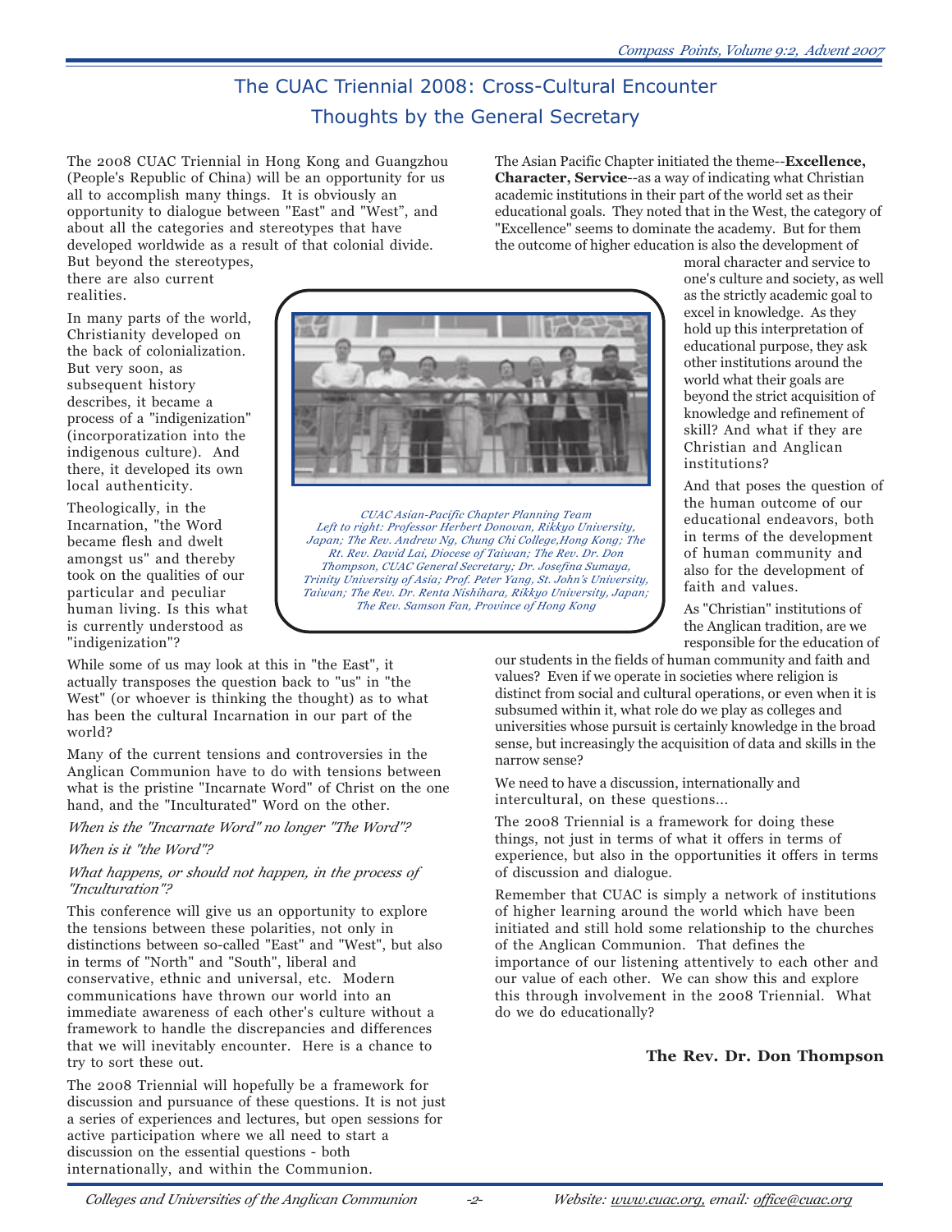# The CUAC Triennial 2008: Cross-Cultural Encounter

## Thoughts by the General Secretary

The 2008 CUAC Triennial in Hong Kong and Guangzhou (People's Republic of China) will be an opportunity for us all to accomplish many things. It is obviously an opportunity to dialogue between "East" and "West", and about all the categories and stereotypes that have developed worldwide as a result of that colonial divide. But beyond the stereotypes, there are also current realities.

In many parts of the world, Christianity developed on the back of colonialization. But very soon, as subsequent history describes, it became a process of a "indigenization" (incorporatization into the indigenous culture). And there, it developed its own local authenticity.

Theologically, in the Incarnation, "the Word became flesh and dwelt amongst us" and thereby took on the qualities of our particular and peculiar human living. Is this what is currently understood as "indigenization"?

*CUAC Asian-Pacific Chapter Planning Team*
*Left to right: Professor Herbert Donovan, Rikkyo University, Japan; The Rev. Andrew Ng, Chung Chi College,Hong Kong; The Rt. Rev. David Lai, Diocese of Taiwan; The Rev. Dr. Don Thompson, CUAC General Secretary; Dr. Josefina Sumaya, Trinity University of Asia; Prof. Peter Yang, St. John's University, Taiwan; The Rev. Dr. Renta Nishihara, Rikkyo University, Japan; The Rev. Samson Fan, Province of Hong Kong*

While some of us may look at this in "the East", it actually transposes the question back to "us" in "the West" (or whoever is thinking the thought) as to what has been the cultural Incarnation in our part of the world?

Many of the current tensions and controversies in the Anglican Communion have to do with tensions between what is the pristine "Incarnate Word" of Christ on the one hand, and the "Inculturated" Word on the other.

*When is the "Incarnate Word" no longer "The Word"?*

*When is it "the Word"?*

*What happens, or should not happen, in the process of "Inculturation"?*

This conference will give us an opportunity to explore the tensions between these polarities, not only in distinctions between so-called "East" and "West", but also in terms of "North" and "South", liberal and conservative, ethnic and universal, etc. Modern communications have thrown our world into an immediate awareness of each other's culture without a framework to handle the discrepancies and differences that we will inevitably encounter. Here is a chance to try to sort these out.

The 2008 Triennial will hopefully be a framework for discussion and pursuance of these questions. It is not just a series of experiences and lectures, but open sessions for active participation where we all need to start a discussion on the essential questions - both internationally, and within the Communion.

The Asian Pacific Chapter initiated the theme--**Excellence, Character, Service**--as a way of indicating what Christian academic institutions in their part of the world set as their educational goals. They noted that in the West, the category of "Excellence" seems to dominate the academy. But for them the outcome of higher education is also the development of moral character and service to one's culture and society, as well as the strictly academic goal to excel in knowledge. As they hold up this interpretation of educational purpose, they ask other institutions around the world what their goals are beyond the strict acquisition of knowledge and refinement of skill? And what if they are Christian and Anglican institutions?

And that poses the question of the human outcome of our educational endeavors, both in terms of the development of human community and also for the development of faith and values.

As "Christian" institutions of the Anglican tradition, are we responsible for the education of our students in the fields of human community and faith and values? Even if we operate in societies where religion is distinct from social and cultural operations, or even when it is subsumed within it, what role do we play as colleges and universities whose pursuit is certainly knowledge in the broad sense, but increasingly the acquisition of data and skills in the narrow sense?

We need to have a discussion, internationally and intercultural, on these questions...

The 2008 Triennial is a framework for doing these things, not just in terms of what it offers in terms of experience, but also in the opportunities it offers in terms of discussion and dialogue.

Remember that CUAC is simply a network of institutions of higher learning around the world which have been initiated and still hold some relationship to the churches of the Anglican Communion. That defines the importance of our listening attentively to each other and our value of each other. We can show this and explore this through involvement in the 2008 Triennial. What do we do educationally?

**The Rev. Dr. Don Thompson**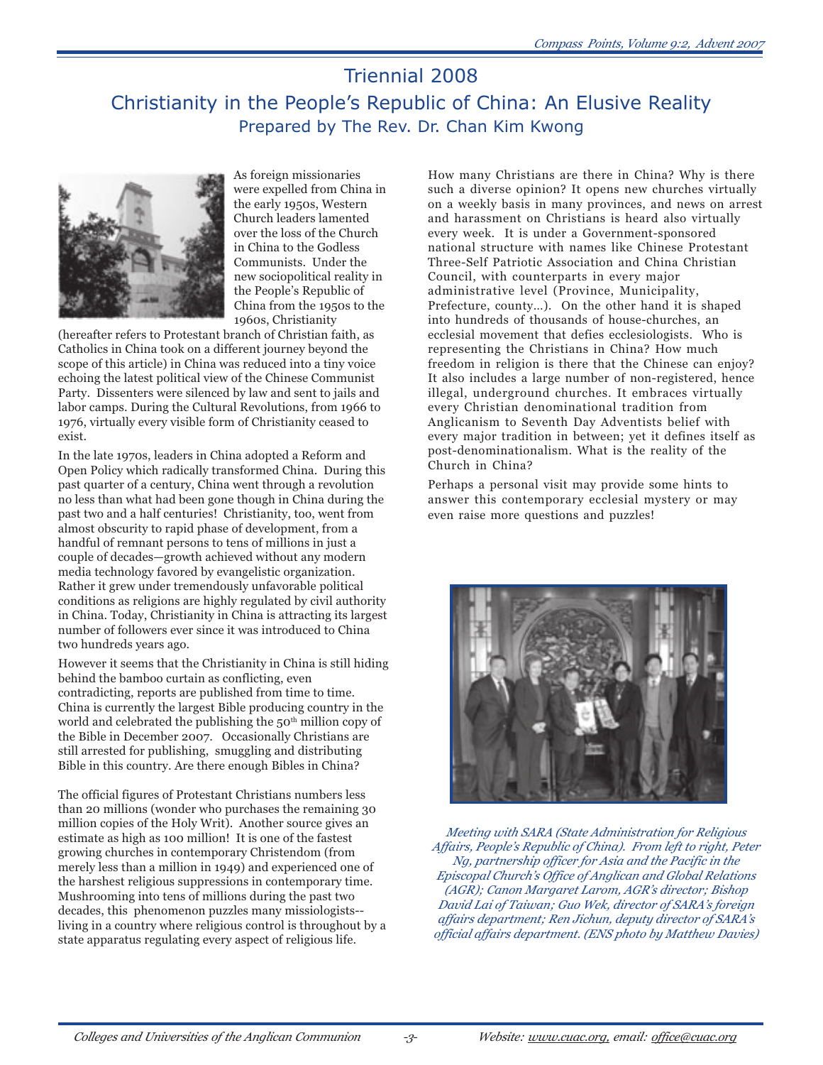# Triennial 2008

## Christianity in the People's Republic of China: An Elusive Reality

### Prepared by The Rev. Dr. Chan Kim Kwong

As foreign missionaries were expelled from China in the early 1950s, Western Church leaders lamented over the loss of the Church in China to the Godless Communists. Under the new sociopolitical reality in the People's Republic of China from the 1950s to the 1960s, Christianity (hereafter refers to Protestant branch of Christian faith, as Catholics in China took on a different journey beyond the scope of this article) in China was reduced into a tiny voice echoing the latest political view of the Chinese Communist Party. Dissenters were silenced by law and sent to jails and labor camps. During the Cultural Revolutions, from 1966 to 1976, virtually every visible form of Christianity ceased to exist.

In the late 1970s, leaders in China adopted a Reform and Open Policy which radically transformed China. During this past quarter of a century, China went through a revolution no less than what had been gone though in China during the past two and a half centuries! Christianity, too, went from almost obscurity to rapid phase of development, from a handful of remnant persons to tens of millions in just a couple of decades—growth achieved without any modern media technology favored by evangelistic organization. Rather it grew under tremendously unfavorable political conditions as religions are highly regulated by civil authority in China. Today, Christianity in China is attracting its largest number of followers ever since it was introduced to China two hundreds years ago.

However it seems that the Christianity in China is still hiding behind the bamboo curtain as conflicting, even contradicting, reports are published from time to time. China is currently the largest Bible producing country in the world and celebrated the publishing the 50th million copy of the Bible in December 2007. Occasionally Christians are still arrested for publishing, smuggling and distributing Bible in this country. Are there enough Bibles in China?

The official figures of Protestant Christians numbers less than 20 millions (wonder who purchases the remaining 30 million copies of the Holy Writ). Another source gives an estimate as high as 100 million! It is one of the fastest growing churches in contemporary Christendom (from merely less than a million in 1949) and experienced one of the harshest religious suppressions in contemporary time. Mushrooming into tens of millions during the past two decades, this phenomenon puzzles many missiologists--living in a country where religious control is throughout by a state apparatus regulating every aspect of religious life.

How many Christians are there in China? Why is there such a diverse opinion? It opens new churches virtually on a weekly basis in many provinces, and news on arrest and harassment on Christians is heard also virtually every week. It is under a Government-sponsored national structure with names like Chinese Protestant Three-Self Patriotic Association and China Christian Council, with counterparts in every major administrative level (Province, Municipality, Prefecture, county...). On the other hand it is shaped into hundreds of thousands of house-churches, an ecclesial movement that defies ecclesiologists. Who is representing the Christians in China? How much freedom in religion is there that the Chinese can enjoy? It also includes a large number of non-registered, hence illegal, underground churches. It embraces virtually every Christian denominational tradition from Anglicanism to Seventh Day Adventists belief with every major tradition in between; yet it defines itself as post-denominationalism. What is the reality of the Church in China?

Perhaps a personal visit may provide some hints to answer this contemporary ecclesial mystery or may even raise more questions and puzzles!

*Meeting with SARA (State Administration for Religious Affairs, People's Republic of China). From left to right, Peter Ng, partnership officer for Asia and the Pacific in the Episcopal Church's Office of Anglican and Global Relations (AGR); Canon Margaret Larom, AGR's director; Bishop David Lai of Taiwan; Guo Wek, director of SARA's foreign affairs department; Ren Jichun, deputy director of SARA's official affairs department. (ENS photo by Matthew Davies)*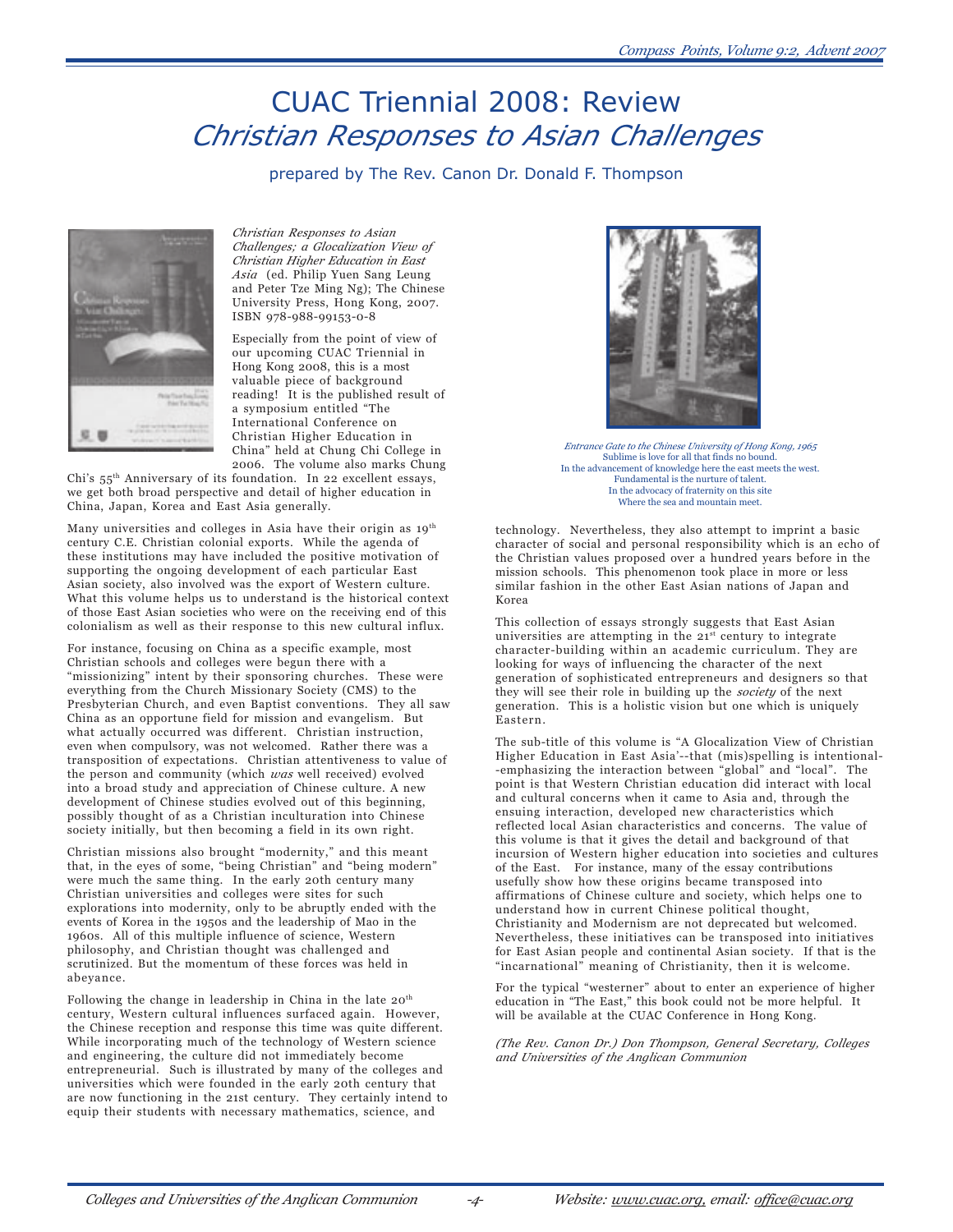# CUAC Triennial 2008: Review
## *Christian Responses to Asian Challenges*

prepared by The Rev. Canon Dr. Donald F. Thompson

*Christian Responses to Asian Challenges; a Glocalization View of Christian Higher Education in East Asia* (ed. Philip Yuen Sang Leung and Peter Tze Ming Ng); The Chinese University Press, Hong Kong, 2007. ISBN 978-988-99153-0-8

Especially from the point of view of our upcoming CUAC Triennial in Hong Kong 2008, this is a most valuable piece of background reading! It is the published result of a symposium entitled "The International Conference on Christian Higher Education in China" held at Chung Chi College in 2006. The volume also marks Chung Chi's 55th Anniversary of its foundation. In 22 excellent essays, we get both broad perspective and detail of higher education in China, Japan, Korea and East Asia generally.

Many universities and colleges in Asia have their origin as 19th century C.E. Christian colonial exports. While the agenda of these institutions may have included the positive motivation of supporting the ongoing development of each particular East Asian society, also involved was the export of Western culture. What this volume helps us to understand is the historical context of those East Asian societies who were on the receiving end of this colonialism as well as their response to this new cultural influx.

For instance, focusing on China as a specific example, most Christian schools and colleges were begun there with a "missionizing" intent by their sponsoring churches. These were everything from the Church Missionary Society (CMS) to the Presbyterian Church, and even Baptist conventions. They all saw China as an opportune field for mission and evangelism. But what actually occurred was different. Christian instruction, even when compulsory, was not welcomed. Rather there was a transposition of expectations. Christian attentiveness to value of the person and community (which *was* well received) evolved into a broad study and appreciation of Chinese culture. A new development of Chinese studies evolved out of this beginning, possibly thought of as a Christian inculturation into Chinese society initially, but then becoming a field in its own right.

Christian missions also brought "modernity," and this meant that, in the eyes of some, "being Christian" and "being modern" were much the same thing. In the early 20th century many Christian universities and colleges were sites for such explorations into modernity, only to be abruptly ended with the events of Korea in the 1950s and the leadership of Mao in the 1960s. All of this multiple influence of science, Western philosophy, and Christian thought was challenged and scrutinized. But the momentum of these forces was held in abeyance.

Following the change in leadership in China in the late 20th century, Western cultural influences surfaced again. However, the Chinese reception and response this time was quite different. While incorporating much of the technology of Western science and engineering, the culture did not immediately become entrepreneurial. Such is illustrated by many of the colleges and universities which were founded in the early 20th century that are now functioning in the 21st century. They certainly intend to equip their students with necessary mathematics, science, and technology. Nevertheless, they also attempt to imprint a basic character of social and personal responsibility which is an echo of the Christian values proposed over a hundred years before in the mission schools. This phenomenon took place in more or less similar fashion in the other East Asian nations of Japan and Korea

*Entrance Gate to the Chinese University of Hong Kong, 1965*
Sublime is love for all that finds no bound.
In the advancement of knowledge here the east meets the west.
Fundamental is the nurture of talent.
In the advocacy of fraternity on this site
Where the sea and mountain meet.

This collection of essays strongly suggests that East Asian universities are attempting in the 21st century to integrate character-building within an academic curriculum. They are looking for ways of influencing the character of the next generation of sophisticated entrepreneurs and designers so that they will see their role in building up the *society* of the next generation. This is a holistic vision but one which is uniquely Eastern.

The sub-title of this volume is "A Glocalization View of Christian Higher Education in East Asia'--that (mis)spelling is intentional--emphasizing the interaction between "global" and "local". The point is that Western Christian education did interact with local and cultural concerns when it came to Asia and, through the ensuing interaction, developed new characteristics which reflected local Asian characteristics and concerns. The value of this volume is that it gives the detail and background of that incursion of Western higher education into societies and cultures of the East. For instance, many of the essay contributions usefully show how these origins became transposed into affirmations of Chinese culture and society, which helps one to understand how in current Chinese political thought, Christianity and Modernism are not deprecated but welcomed. Nevertheless, these initiatives can be transposed into initiatives for East Asian people and continental Asian society. If that is the "incarnational" meaning of Christianity, then it is welcome.

For the typical "westerner" about to enter an experience of higher education in "The East," this book could not be more helpful. It will be available at the CUAC Conference in Hong Kong.

*(The Rev. Canon Dr.) Don Thompson, General Secretary, Colleges and Universities of the Anglican Communion*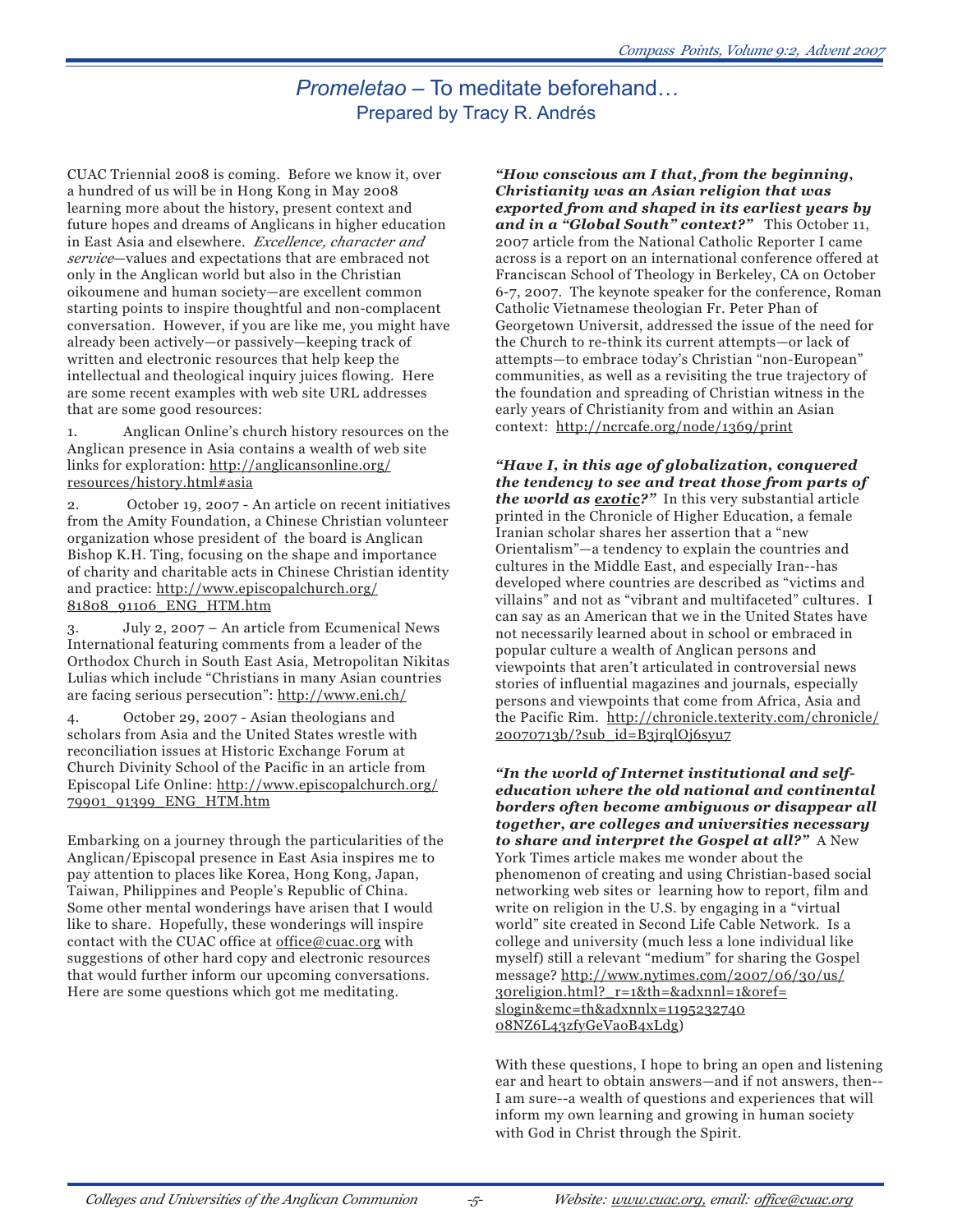# *Promeletao* – To meditate beforehand…

## Prepared by Tracy R. Andrés

CUAC Triennial 2008 is coming. Before we know it, over a hundred of us will be in Hong Kong in May 2008 learning more about the history, present context and future hopes and dreams of Anglicans in higher education in East Asia and elsewhere. *Excellence, character and service*—values and expectations that are embraced not only in the Anglican world but also in the Christian oikoumene and human society—are excellent common starting points to inspire thoughtful and non-complacent conversation. However, if you are like me, you might have already been actively—or passively—keeping track of written and electronic resources that help keep the intellectual and theological inquiry juices flowing. Here are some recent examples with web site URL addresses that are some good resources:

1. Anglican Online's church history resources on the Anglican presence in Asia contains a wealth of web site links for exploration: http://anglicansonline.org/resources/history.html#asia

2. October 19, 2007 - An article on recent initiatives from the Amity Foundation, a Chinese Christian volunteer organization whose president of the board is Anglican Bishop K.H. Ting, focusing on the shape and importance of charity and charitable acts in Chinese Christian identity and practice: http://www.episcopalchurch.org/81808_91106_ENG_HTM.htm

3. July 2, 2007 – An article from Ecumenical News International featuring comments from a leader of the Orthodox Church in South East Asia, Metropolitan Nikitas Lulias which include "Christians in many Asian countries are facing serious persecution": http://www.eni.ch/

4. October 29, 2007 - Asian theologians and scholars from Asia and the United States wrestle with reconciliation issues at Historic Exchange Forum at Church Divinity School of the Pacific in an article from Episcopal Life Online: http://www.episcopalchurch.org/79901_91399_ENG_HTM.htm

Embarking on a journey through the particularities of the Anglican/Episcopal presence in East Asia inspires me to pay attention to places like Korea, Hong Kong, Japan, Taiwan, Philippines and People's Republic of China. Some other mental wonderings have arisen that I would like to share. Hopefully, these wonderings will inspire contact with the CUAC office at office@cuac.org with suggestions of other hard copy and electronic resources that would further inform our upcoming conversations. Here are some questions which got me meditating.

***"How conscious am I that, from the beginning, Christianity was an Asian religion that was exported from and shaped in its earliest years by and in a "Global South" context?"*** This October 11, 2007 article from the National Catholic Reporter I came across is a report on an international conference offered at Franciscan School of Theology in Berkeley, CA on October 6-7, 2007. The keynote speaker for the conference, Roman Catholic Vietnamese theologian Fr. Peter Phan of Georgetown Universit, addressed the issue of the need for the Church to re-think its current attempts—or lack of attempts—to embrace today's Christian "non-European" communities, as well as a revisiting the true trajectory of the foundation and spreading of Christian witness in the early years of Christianity from and within an Asian context: http://ncrcafe.org/node/1369/print

***"Have I, in this age of globalization, conquered the tendency to see and treat those from parts of the world as exotic?"*** In this very substantial article printed in the Chronicle of Higher Education, a female Iranian scholar shares her assertion that a "new Orientalism"—a tendency to explain the countries and cultures in the Middle East, and especially Iran--has developed where countries are described as "victims and villains" and not as "vibrant and multifaceted" cultures. I can say as an American that we in the United States have not necessarily learned about in school or embraced in popular culture a wealth of Anglican persons and viewpoints that aren't articulated in controversial news stories of influential magazines and journals, especially persons and viewpoints that come from Africa, Asia and the Pacific Rim. http://chronicle.texterity.com/chronicle/20070713b/?sub_id=B3jrqlOj6syu7

***"In the world of Internet institutional and self-education where the old national and continental borders often become ambiguous or disappear all together, are colleges and universities necessary to share and interpret the Gospel at all?"*** A New York Times article makes me wonder about the phenomenon of creating and using Christian-based social networking web sites or learning how to report, film and write on religion in the U.S. by engaging in a "virtual world" site created in Second Life Cable Network. Is a college and university (much less a lone individual like myself) still a relevant "medium" for sharing the Gospel message? http://www.nytimes.com/2007/06/30/us/30religion.html?_r=1&th=&adxnnl=1&oref=slogin&emc=th&adxnnlx=1195232740 08NZ6L43zfyGeVaoB4xLdg)

With these questions, I hope to bring an open and listening ear and heart to obtain answers—and if not answers, then--I am sure--a wealth of questions and experiences that will inform my own learning and growing in human society with God in Christ through the Spirit.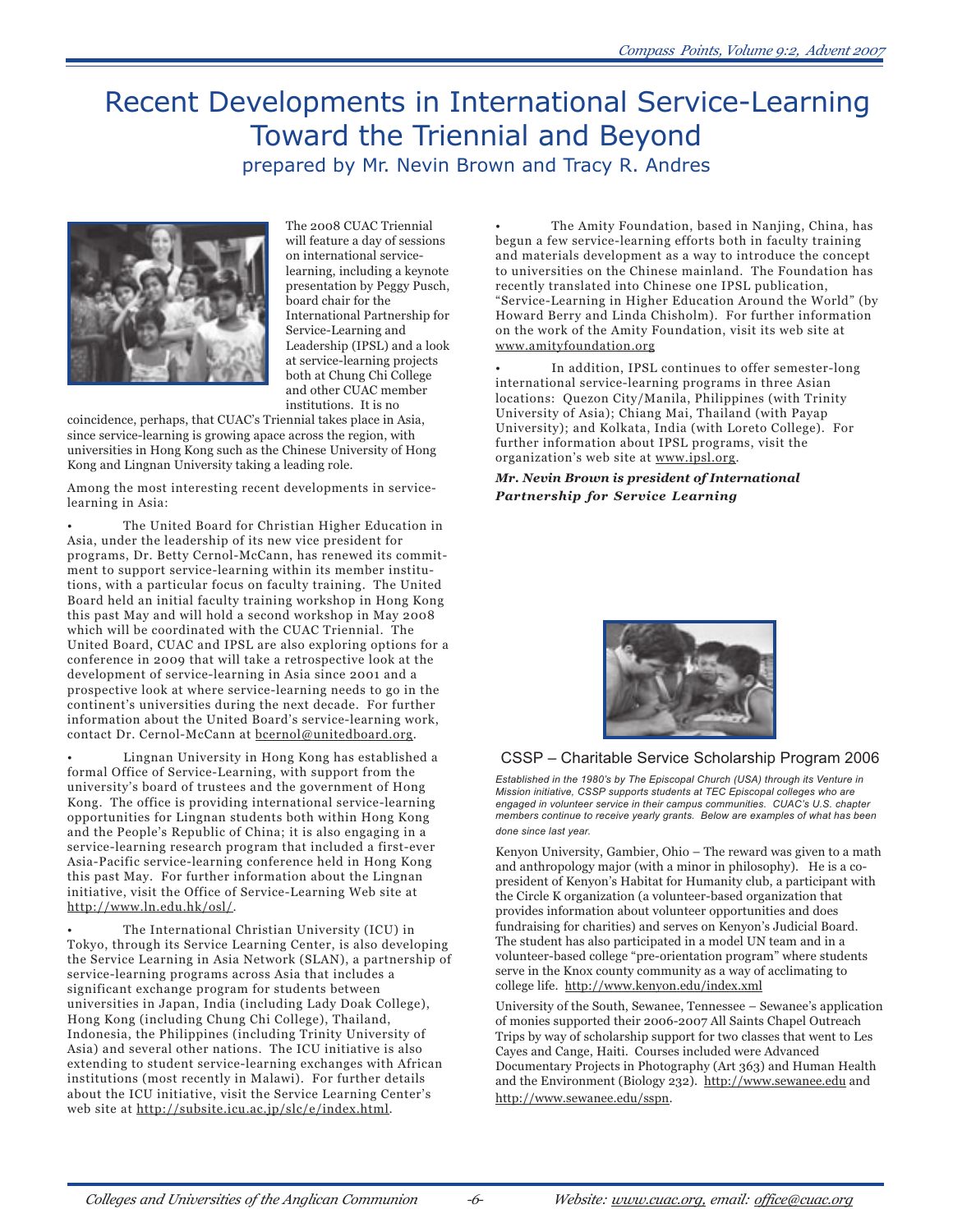# Recent Developments in International Service-Learning Toward the Triennial and Beyond

prepared by Mr. Nevin Brown and Tracy R. Andres

The 2008 CUAC Triennial will feature a day of sessions on international service-learning, including a keynote presentation by Peggy Pusch, board chair for the International Partnership for Service-Learning and Leadership (IPSL) and a look at service-learning projects both at Chung Chi College and other CUAC member institutions. It is no coincidence, perhaps, that CUAC's Triennial takes place in Asia, since service-learning is growing apace across the region, with universities in Hong Kong such as the Chinese University of Hong Kong and Lingnan University taking a leading role.

Among the most interesting recent developments in service-learning in Asia:

- The United Board for Christian Higher Education in Asia, under the leadership of its new vice president for programs, Dr. Betty Cernol-McCann, has renewed its commitment to support service-learning within its member institutions, with a particular focus on faculty training. The United Board held an initial faculty training workshop in Hong Kong this past May and will hold a second workshop in May 2008 which will be coordinated with the CUAC Triennial. The United Board, CUAC and IPSL are also exploring options for a conference in 2009 that will take a retrospective look at the development of service-learning in Asia since 2001 and a prospective look at where service-learning needs to go in the continent's universities during the next decade. For further information about the United Board's service-learning work, contact Dr. Cernol-McCann at bcernol@unitedboard.org.

- Lingnan University in Hong Kong has established a formal Office of Service-Learning, with support from the university's board of trustees and the government of Hong Kong. The office is providing international service-learning opportunities for Lingnan students both within Hong Kong and the People's Republic of China; it is also engaging in a service-learning research program that included a first-ever Asia-Pacific service-learning conference held in Hong Kong this past May. For further information about the Lingnan initiative, visit the Office of Service-Learning Web site at http://www.ln.edu.hk/osl/.

- The International Christian University (ICU) in Tokyo, through its Service Learning Center, is also developing the Service Learning in Asia Network (SLAN), a partnership of service-learning programs across Asia that includes a significant exchange program for students between universities in Japan, India (including Lady Doak College), Hong Kong (including Chung Chi College), Thailand, Indonesia, the Philippines (including Trinity University of Asia) and several other nations. The ICU initiative is also extending to student service-learning exchanges with African institutions (most recently in Malawi). For further details about the ICU initiative, visit the Service Learning Center's web site at http://subsite.icu.ac.jp/slc/e/index.html.

- The Amity Foundation, based in Nanjing, China, has begun a few service-learning efforts both in faculty training and materials development as a way to introduce the concept to universities on the Chinese mainland. The Foundation has recently translated into Chinese one IPSL publication, "Service-Learning in Higher Education Around the World" (by Howard Berry and Linda Chisholm). For further information on the work of the Amity Foundation, visit its web site at www.amityfoundation.org

- In addition, IPSL continues to offer semester-long international service-learning programs in three Asian locations: Quezon City/Manila, Philippines (with Trinity University of Asia); Chiang Mai, Thailand (with Payap University); and Kolkata, India (with Loreto College). For further information about IPSL programs, visit the organization's web site at www.ipsl.org.

***Mr. Nevin Brown is president of International Partnership for Service Learning***

## CSSP – Charitable Service Scholarship Program 2006

*Established in the 1980's by The Episcopal Church (USA) through its Venture in Mission initiative, CSSP supports students at TEC Episcopal colleges who are engaged in volunteer service in their campus communities. CUAC's U.S. chapter members continue to receive yearly grants. Below are examples of what has been done since last year.*

Kenyon University, Gambier, Ohio – The reward was given to a math and anthropology major (with a minor in philosophy). He is a co-president of Kenyon's Habitat for Humanity club, a participant with the Circle K organization (a volunteer-based organization that provides information about volunteer opportunities and does fundraising for charities) and serves on Kenyon's Judicial Board. The student has also participated in a model UN team and in a volunteer-based college "pre-orientation program" where students serve in the Knox county community as a way of acclimating to college life. http://www.kenyon.edu/index.xml

University of the South, Sewanee, Tennessee – Sewanee's application of monies supported their 2006-2007 All Saints Chapel Outreach Trips by way of scholarship support for two classes that went to Les Cayes and Cange, Haiti. Courses included were Advanced Documentary Projects in Photography (Art 363) and Human Health and the Environment (Biology 232). http://www.sewanee.edu and http://www.sewanee.edu/sspn.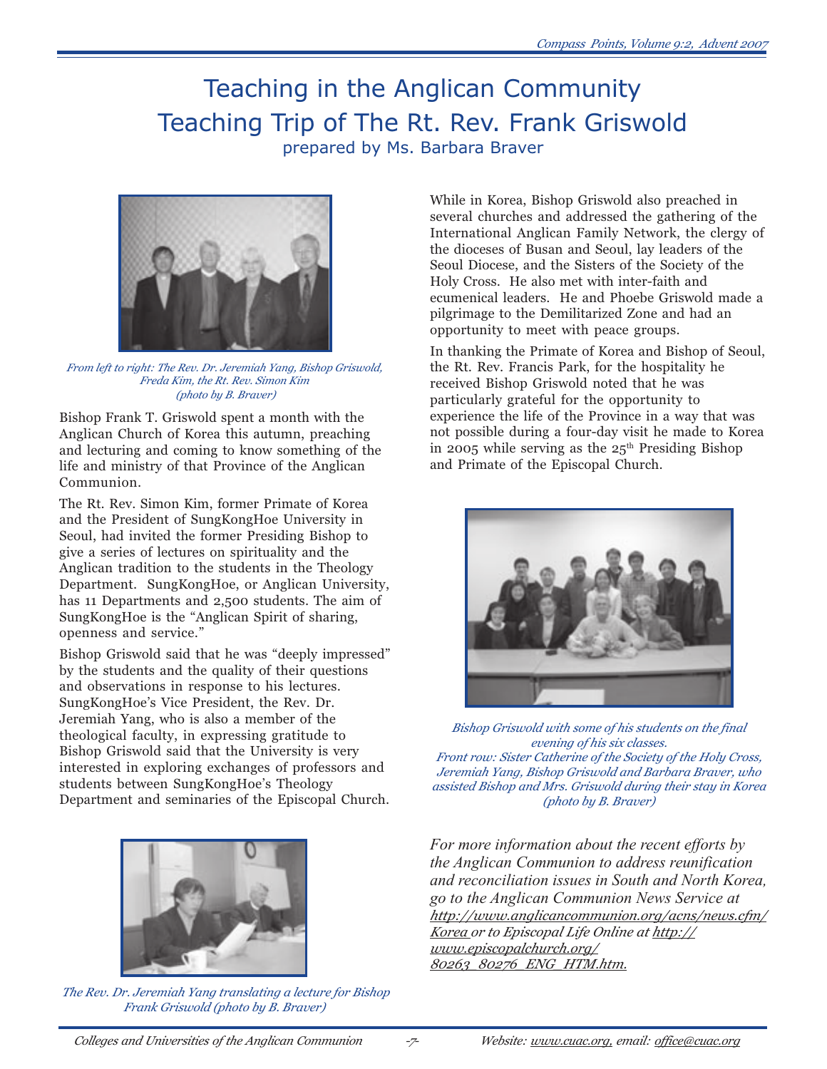# Teaching in the Anglican Community
## Teaching Trip of The Rt. Rev. Frank Griswold
### prepared by Ms. Barbara Braver

*From left to right: The Rev. Dr. Jeremiah Yang, Bishop Griswold, Freda Kim, the Rt. Rev. Simon Kim (photo by B. Braver)*

Bishop Frank T. Griswold spent a month with the Anglican Church of Korea this autumn, preaching and lecturing and coming to know something of the life and ministry of that Province of the Anglican Communion.

The Rt. Rev. Simon Kim, former Primate of Korea and the President of SungKongHoe University in Seoul, had invited the former Presiding Bishop to give a series of lectures on spirituality and the Anglican tradition to the students in the Theology Department. SungKongHoe, or Anglican University, has 11 Departments and 2,500 students. The aim of SungKongHoe is the "Anglican Spirit of sharing, openness and service."

Bishop Griswold said that he was "deeply impressed" by the students and the quality of their questions and observations in response to his lectures. SungKongHoe's Vice President, the Rev. Dr. Jeremiah Yang, who is also a member of the theological faculty, in expressing gratitude to Bishop Griswold said that the University is very interested in exploring exchanges of professors and students between SungKongHoe's Theology Department and seminaries of the Episcopal Church.

*The Rev. Dr. Jeremiah Yang translating a lecture for Bishop Frank Griswold (photo by B. Braver)*

While in Korea, Bishop Griswold also preached in several churches and addressed the gathering of the International Anglican Family Network, the clergy of the dioceses of Busan and Seoul, lay leaders of the Seoul Diocese, and the Sisters of the Society of the Holy Cross. He also met with inter-faith and ecumenical leaders. He and Phoebe Griswold made a pilgrimage to the Demilitarized Zone and had an opportunity to meet with peace groups.

In thanking the Primate of Korea and Bishop of Seoul, the Rt. Rev. Francis Park, for the hospitality he received Bishop Griswold noted that he was particularly grateful for the opportunity to experience the life of the Province in a way that was not possible during a four-day visit he made to Korea in 2005 while serving as the 25th Presiding Bishop and Primate of the Episcopal Church.

*Bishop Griswold with some of his students on the final evening of his six classes.*
*Front row: Sister Catherine of the Society of the Holy Cross, Jeremiah Yang, Bishop Griswold and Barbara Braver, who assisted Bishop and Mrs. Griswold during their stay in Korea (photo by B. Braver)*

*For more information about the recent efforts by the Anglican Communion to address reunification and reconciliation issues in South and North Korea, go to the Anglican Communion News Service at http://www.anglicancommunion.org/acns/news.cfm/Korea or to Episcopal Life Online at http://www.episcopalchurch.org/80263_80276_ENG_HTM.htm.*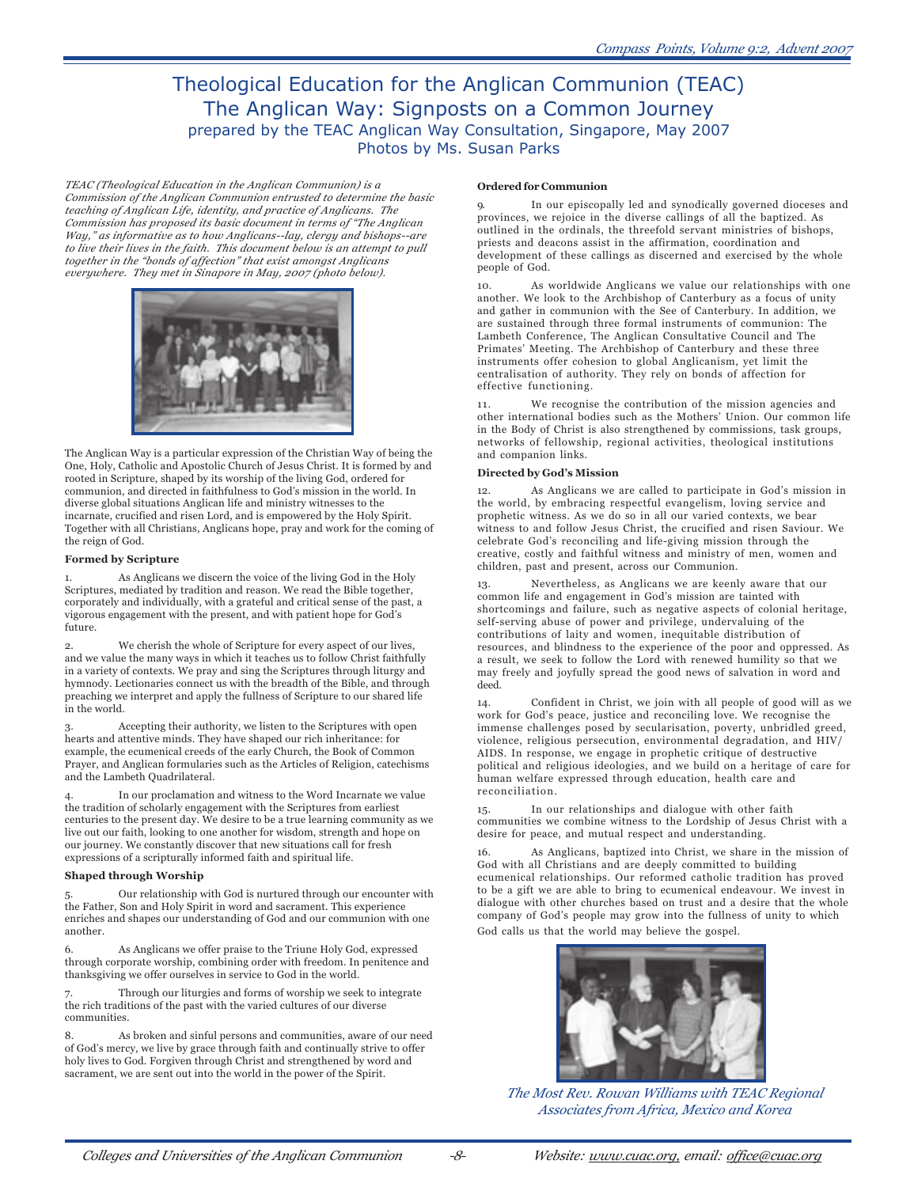# Theological Education for the Anglican Communion (TEAC)

## The Anglican Way: Signposts on a Common Journey

prepared by the TEAC Anglican Way Consultation, Singapore, May 2007

Photos by Ms. Susan Parks

*TEAC (Theological Education in the Anglican Communion) is a Commission of the Anglican Communion entrusted to determine the basic teaching of Anglican Life, identity, and practice of Anglicans. The Commission has proposed its basic document in terms of "The Anglican Way," as informative as to how Anglicans--lay, clergy and bishops--are to live their lives in the faith. This document below is an attempt to pull together in the "bonds of affection" that exist amongst Anglicans everywhere. They met in Sinapore in May, 2007 (photo below).*

The Anglican Way is a particular expression of the Christian Way of being the One, Holy, Catholic and Apostolic Church of Jesus Christ. It is formed by and rooted in Scripture, shaped by its worship of the living God, ordered for communion, and directed in faithfulness to God's mission in the world. In diverse global situations Anglican life and ministry witnesses to the incarnate, crucified and risen Lord, and is empowered by the Holy Spirit. Together with all Christians, Anglicans hope, pray and work for the coming of the reign of God.

**Formed by Scripture**

1. As Anglicans we discern the voice of the living God in the Holy Scriptures, mediated by tradition and reason. We read the Bible together, corporately and individually, with a grateful and critical sense of the past, a vigorous engagement with the present, and with patient hope for God's future.

2. We cherish the whole of Scripture for every aspect of our lives, and we value the many ways in which it teaches us to follow Christ faithfully in a variety of contexts. We pray and sing the Scriptures through liturgy and hymnody. Lectionaries connect us with the breadth of the Bible, and through preaching we interpret and apply the fullness of Scripture to our shared life in the world.

3. Accepting their authority, we listen to the Scriptures with open hearts and attentive minds. They have shaped our rich inheritance: for example, the ecumenical creeds of the early Church, the Book of Common Prayer, and Anglican formularies such as the Articles of Religion, catechisms and the Lambeth Quadrilateral.

4. In our proclamation and witness to the Word Incarnate we value the tradition of scholarly engagement with the Scriptures from earliest centuries to the present day. We desire to be a true learning community as we live out our faith, looking to one another for wisdom, strength and hope on our journey. We constantly discover that new situations call for fresh expressions of a scripturally informed faith and spiritual life.

**Shaped through Worship**

5. Our relationship with God is nurtured through our encounter with the Father, Son and Holy Spirit in word and sacrament. This experience enriches and shapes our understanding of God and our communion with one another.

6. As Anglicans we offer praise to the Triune Holy God, expressed through corporate worship, combining order with freedom. In penitence and thanksgiving we offer ourselves in service to God in the world.

7. Through our liturgies and forms of worship we seek to integrate the rich traditions of the past with the varied cultures of our diverse communities.

8. As broken and sinful persons and communities, aware of our need of God's mercy, we live by grace through faith and continually strive to offer holy lives to God. Forgiven through Christ and strengthened by word and sacrament, we are sent out into the world in the power of the Spirit.

**Ordered for Communion**

9. In our episcopally led and synodically governed dioceses and provinces, we rejoice in the diverse callings of all the baptized. As outlined in the ordinals, the threefold servant ministries of bishops, priests and deacons assist in the affirmation, coordination and development of these callings as discerned and exercised by the whole people of God.

10. As worldwide Anglicans we value our relationships with one another. We look to the Archbishop of Canterbury as a focus of unity and gather in communion with the See of Canterbury. In addition, we are sustained through three formal instruments of communion: The Lambeth Conference, The Anglican Consultative Council and The Primates' Meeting. The Archbishop of Canterbury and these three instruments offer cohesion to global Anglicanism, yet limit the centralisation of authority. They rely on bonds of affection for effective functioning.

11. We recognise the contribution of the mission agencies and other international bodies such as the Mothers' Union. Our common life in the Body of Christ is also strengthened by commissions, task groups, networks of fellowship, regional activities, theological institutions and companion links.

**Directed by God's Mission**

12. As Anglicans we are called to participate in God's mission in the world, by embracing respectful evangelism, loving service and prophetic witness. As we do so in all our varied contexts, we bear witness to and follow Jesus Christ, the crucified and risen Saviour. We celebrate God's reconciling and life-giving mission through the creative, costly and faithful witness and ministry of men, women and children, past and present, across our Communion.

13. Nevertheless, as Anglicans we are keenly aware that our common life and engagement in God's mission are tainted with shortcomings and failure, such as negative aspects of colonial heritage, self-serving abuse of power and privilege, undervaluing of the contributions of laity and women, inequitable distribution of resources, and blindness to the experience of the poor and oppressed. As a result, we seek to follow the Lord with renewed humility so that we may freely and joyfully spread the good news of salvation in word and deed.

14. Confident in Christ, we join with all people of good will as we work for God's peace, justice and reconciling love. We recognise the immense challenges posed by secularisation, poverty, unbridled greed, violence, religious persecution, environmental degradation, and HIV/AIDS. In response, we engage in prophetic critique of destructive political and religious ideologies, and we build on a heritage of care for human welfare expressed through education, health care and reconciliation.

15. In our relationships and dialogue with other faith communities we combine witness to the Lordship of Jesus Christ with a desire for peace, and mutual respect and understanding.

16. As Anglicans, baptized into Christ, we share in the mission of God with all Christians and are deeply committed to building ecumenical relationships. Our reformed catholic tradition has proved to be a gift we are able to bring to ecumenical endeavour. We invest in dialogue with other churches based on trust and a desire that the whole company of God's people may grow into the fullness of unity to which God calls us that the world may believe the gospel.

*The Most Rev. Rowan Williams with TEAC Regional Associates from Africa, Mexico and Korea*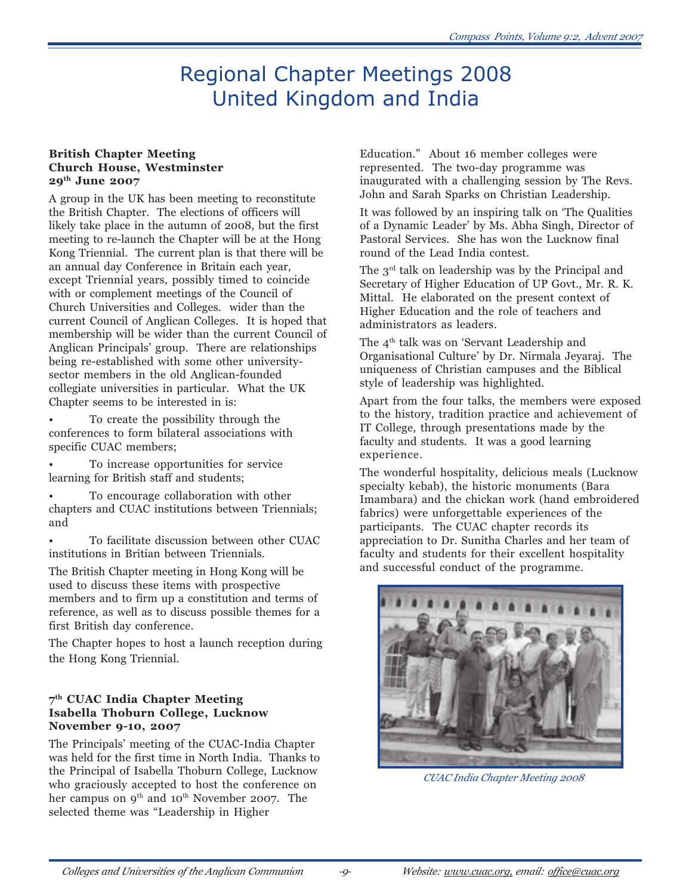# Regional Chapter Meetings 2008
# United Kingdom and India

**British Chapter Meeting**
**Church House, Westminster**
**29th June 2007**

A group in the UK has been meeting to reconstitute the British Chapter. The elections of officers will likely take place in the autumn of 2008, but the first meeting to re-launch the Chapter will be at the Hong Kong Triennial. The current plan is that there will be an annual day Conference in Britain each year, except Triennial years, possibly timed to coincide with or complement meetings of the Council of Church Universities and Colleges. wider than the current Council of Anglican Colleges. It is hoped that membership will be wider than the current Council of Anglican Principals' group. There are relationships being re-established with some other university-sector members in the old Anglican-founded collegiate universities in particular. What the UK Chapter seems to be interested in is:

- To create the possibility through the conferences to form bilateral associations with specific CUAC members;
- To increase opportunities for service learning for British staff and students;
- To encourage collaboration with other chapters and CUAC institutions between Triennials; and
- To facilitate discussion between other CUAC institutions in Britian between Triennials.

The British Chapter meeting in Hong Kong will be used to discuss these items with prospective members and to firm up a constitution and terms of reference, as well as to discuss possible themes for a first British day conference.

The Chapter hopes to host a launch reception during the Hong Kong Triennial.

**7th CUAC India Chapter Meeting**
**Isabella Thoburn College, Lucknow**
**November 9-10, 2007**

The Principals' meeting of the CUAC-India Chapter was held for the first time in North India. Thanks to the Principal of Isabella Thoburn College, Lucknow who graciously accepted to host the conference on her campus on 9th and 10th November 2007. The selected theme was "Leadership in Higher Education." About 16 member colleges were represented. The two-day programme was inaugurated with a challenging session by The Revs. John and Sarah Sparks on Christian Leadership.

It was followed by an inspiring talk on 'The Qualities of a Dynamic Leader' by Ms. Abha Singh, Director of Pastoral Services. She has won the Lucknow final round of the Lead India contest.

The 3rd talk on leadership was by the Principal and Secretary of Higher Education of UP Govt., Mr. R. K. Mittal. He elaborated on the present context of Higher Education and the role of teachers and administrators as leaders.

The 4th talk was on 'Servant Leadership and Organisational Culture' by Dr. Nirmala Jeyaraj. The uniqueness of Christian campuses and the Biblical style of leadership was highlighted.

Apart from the four talks, the members were exposed to the history, tradition practice and achievement of IT College, through presentations made by the faculty and students. It was a good learning experience.

The wonderful hospitality, delicious meals (Lucknow specialty kebab), the historic monuments (Bara Imambara) and the chickan work (hand embroidered fabrics) were unforgettable experiences of the participants. The CUAC chapter records its appreciation to Dr. Sunitha Charles and her team of faculty and students for their excellent hospitality and successful conduct of the programme.

*CUAC India Chapter Meeting 2008*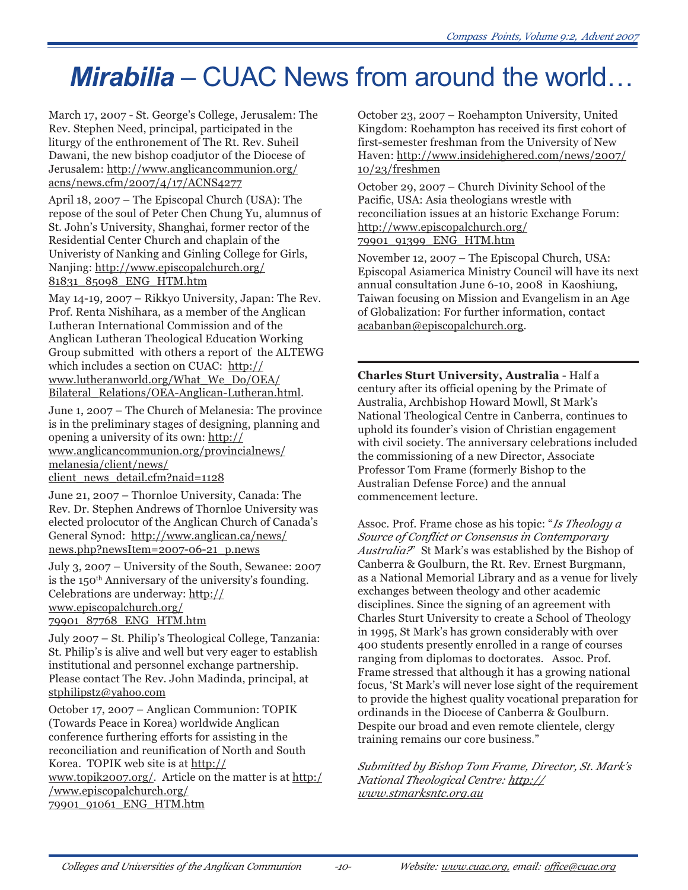# *Mirabilia* – CUAC News from around the world…

March 17, 2007 - St. George's College, Jerusalem: The Rev. Stephen Need, principal, participated in the liturgy of the enthronement of The Rt. Rev. Suheil Dawani, the new bishop coadjutor of the Diocese of Jerusalem: http://www.anglicancommunion.org/acns/news.cfm/2007/4/17/ACNS4277

April 18, 2007 – The Episcopal Church (USA): The repose of the soul of Peter Chen Chung Yu, alumnus of St. John's University, Shanghai, former rector of the Residential Center Church and chaplain of the Univeristy of Nanking and Ginling College for Girls, Nanjing: http://www.episcopalchurch.org/81831_85098_ENG_HTM.htm

May 14-19, 2007 – Rikkyo University, Japan: The Rev. Prof. Renta Nishihara, as a member of the Anglican Lutheran International Commission and of the Anglican Lutheran Theological Education Working Group submitted with others a report of the ALTEWG which includes a section on CUAC: http://www.lutheranworld.org/What_We_Do/OEA/Bilateral_Relations/OEA-Anglican-Lutheran.html.

June 1, 2007 – The Church of Melanesia: The province is in the preliminary stages of designing, planning and opening a university of its own: http://www.anglicancommunion.org/provincialnews/melanesia/client/news/client_news_detail.cfm?naid=1128

June 21, 2007 – Thornloe University, Canada: The Rev. Dr. Stephen Andrews of Thornloe University was elected prolocutor of the Anglican Church of Canada's General Synod: http://www.anglican.ca/news/news.php?newsItem=2007-06-21_p.news

July 3, 2007 – University of the South, Sewanee: 2007 is the 150th Anniversary of the university's founding. Celebrations are underway: http://www.episcopalchurch.org/79901_87768_ENG_HTM.htm

July 2007 – St. Philip's Theological College, Tanzania: St. Philip's is alive and well but very eager to establish institutional and personnel exchange partnership. Please contact The Rev. John Madinda, principal, at stphilipstz@yahoo.com

October 17, 2007 – Anglican Communion: TOPIK (Towards Peace in Korea) worldwide Anglican conference furthering efforts for assisting in the reconciliation and reunification of North and South Korea. TOPIK web site is at http://www.topik2007.org/. Article on the matter is at http://www.episcopalchurch.org/79901_91061_ENG_HTM.htm

October 23, 2007 – Roehampton University, United Kingdom: Roehampton has received its first cohort of first-semester freshman from the University of New Haven: http://www.insidehighered.com/news/2007/10/23/freshmen

October 29, 2007 – Church Divinity School of the Pacific, USA: Asia theologians wrestle with reconciliation issues at an historic Exchange Forum: http://www.episcopalchurch.org/79901_91399_ENG_HTM.htm

November 12, 2007 – The Episcopal Church, USA: Episcopal Asiamerica Ministry Council will have its next annual consultation June 6-10, 2008 in Kaoshiung, Taiwan focusing on Mission and Evangelism in an Age of Globalization: For further information, contact acabanban@episcopalchurch.org.

---

**Charles Sturt University, Australia** - Half a century after its official opening by the Primate of Australia, Archbishop Howard Mowll, St Mark's National Theological Centre in Canberra, continues to uphold its founder's vision of Christian engagement with civil society. The anniversary celebrations included the commissioning of a new Director, Associate Professor Tom Frame (formerly Bishop to the Australian Defense Force) and the annual commencement lecture.

Assoc. Prof. Frame chose as his topic: "*Is Theology a Source of Conflict or Consensus in Contemporary Australia?*" St Mark's was established by the Bishop of Canberra & Goulburn, the Rt. Rev. Ernest Burgmann, as a National Memorial Library and as a venue for lively exchanges between theology and other academic disciplines. Since the signing of an agreement with Charles Sturt University to create a School of Theology in 1995, St Mark's has grown considerably with over 400 students presently enrolled in a range of courses ranging from diplomas to doctorates. Assoc. Prof. Frame stressed that although it has a growing national focus, 'St Mark's will never lose sight of the requirement to provide the highest quality vocational preparation for ordinands in the Diocese of Canberra & Goulburn. Despite our broad and even remote clientele, clergy training remains our core business."

*Submitted by Bishop Tom Frame, Director, St. Mark's National Theological Centre: http://www.stmarksntc.org.au*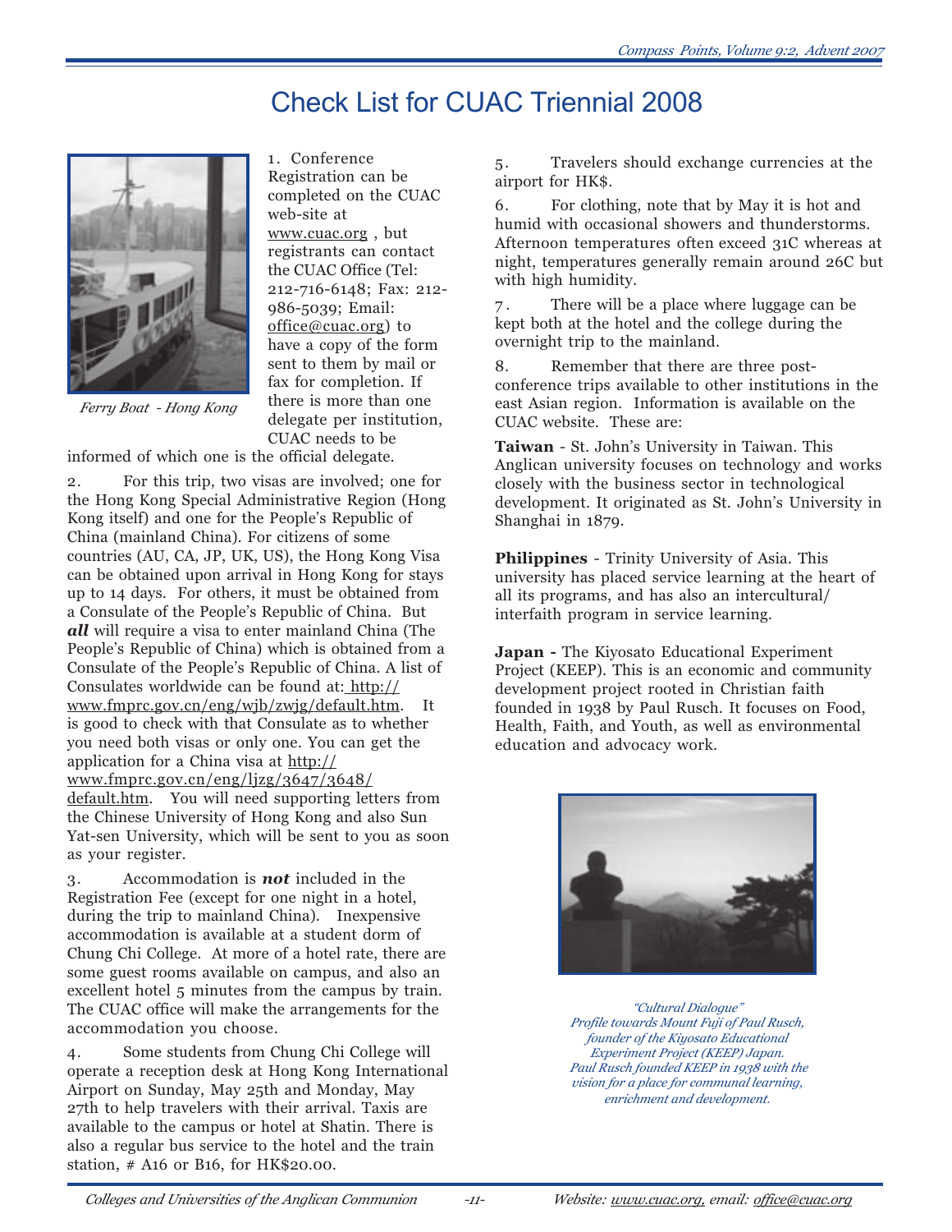# Check List for CUAC Triennial 2008

Ferry Boat - Hong Kong

1. Conference Registration can be completed on the CUAC web-site at www.cuac.org , but registrants can contact the CUAC Office (Tel: 212-716-6148; Fax: 212-986-5039; Email: office@cuac.org) to have a copy of the form sent to them by mail or fax for completion. If there is more than one delegate per institution, CUAC needs to be informed of which one is the official delegate.

2. For this trip, two visas are involved; one for the Hong Kong Special Administrative Region (Hong Kong itself) and one for the People's Republic of China (mainland China). For citizens of some countries (AU, CA, JP, UK, US), the Hong Kong Visa can be obtained upon arrival in Hong Kong for stays up to 14 days. For others, it must be obtained from a Consulate of the People's Republic of China. But ***all*** will require a visa to enter mainland China (The People's Republic of China) which is obtained from a Consulate of the People's Republic of China. A list of Consulates worldwide can be found at: http://www.fmprc.gov.cn/eng/wjb/zwjg/default.htm. It is good to check with that Consulate as to whether you need both visas or only one. You can get the application for a China visa at http://www.fmprc.gov.cn/eng/ljzg/3647/3648/default.htm. You will need supporting letters from the Chinese University of Hong Kong and also Sun Yat-sen University, which will be sent to you as soon as your register.

3. Accommodation is ***not*** included in the Registration Fee (except for one night in a hotel, during the trip to mainland China). Inexpensive accommodation is available at a student dorm of Chung Chi College. At more of a hotel rate, there are some guest rooms available on campus, and also an excellent hotel 5 minutes from the campus by train. The CUAC office will make the arrangements for the accommodation you choose.

4. Some students from Chung Chi College will operate a reception desk at Hong Kong International Airport on Sunday, May 25th and Monday, May 27th to help travelers with their arrival. Taxis are available to the campus or hotel at Shatin. There is also a regular bus service to the hotel and the train station, # A16 or B16, for HK$20.00.

5. Travelers should exchange currencies at the airport for HK$.

6. For clothing, note that by May it is hot and humid with occasional showers and thunderstorms. Afternoon temperatures often exceed 31C whereas at night, temperatures generally remain around 26C but with high humidity.

7. There will be a place where luggage can be kept both at the hotel and the college during the overnight trip to the mainland.

8. Remember that there are three post-conference trips available to other institutions in the east Asian region. Information is available on the CUAC website. These are:

**Taiwan** - St. John's University in Taiwan. This Anglican university focuses on technology and works closely with the business sector in technological development. It originated as St. John's University in Shanghai in 1879.

**Philippines** - Trinity University of Asia. This university has placed service learning at the heart of all its programs, and has also an intercultural/interfaith program in service learning.

**Japan -** The Kiyosato Educational Experiment Project (KEEP). This is an economic and community development project rooted in Christian faith founded in 1938 by Paul Rusch. It focuses on Food, Health, Faith, and Youth, as well as environmental education and advocacy work.

*"Cultural Dialogue"*
*Profile towards Mount Fuji of Paul Rusch, founder of the Kiyosato Educational Experiment Project (KEEP) Japan. Paul Rusch founded KEEP in 1938 with the vision for a place for communal learning, enrichment and development.*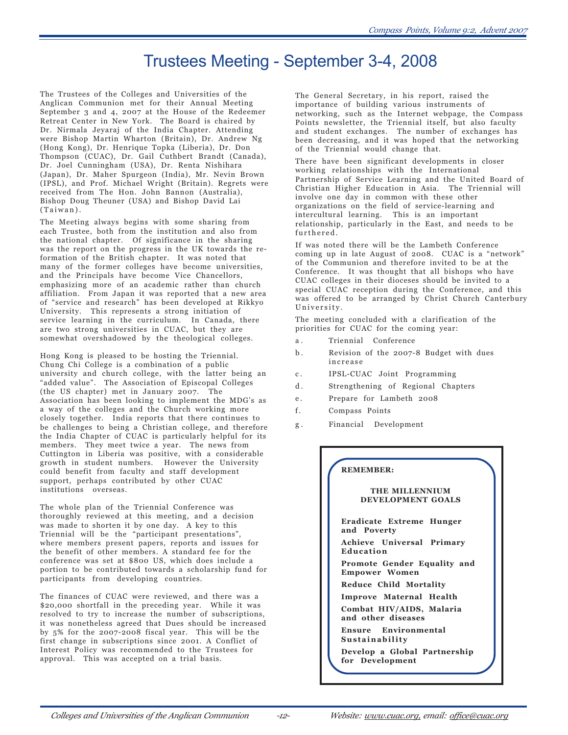# Trustees Meeting - September 3-4, 2008

The Trustees of the Colleges and Universities of the Anglican Communion met for their Annual Meeting September 3 and 4, 2007 at the House of the Redeemer Retreat Center in New York. The Board is chaired by Dr. Nirmala Jeyaraj of the India Chapter. Attending were Bishop Martin Wharton (Britain), Dr. Andrew Ng (Hong Kong), Dr. Henrique Topka (Liberia), Dr. Don Thompson (CUAC), Dr. Gail Cuthbert Brandt (Canada), Dr. Joel Cunningham (USA), Dr. Renta Nishihara (Japan), Dr. Maher Spurgeon (India), Mr. Nevin Brown (IPSL), and Prof. Michael Wright (Britain). Regrets were received from The Hon. John Bannon (Australia), Bishop Doug Theuner (USA) and Bishop David Lai (Taiwan).

The Meeting always begins with some sharing from each Trustee, both from the institution and also from the national chapter. Of significance in the sharing was the report on the progress in the UK towards the re-formation of the British chapter. It was noted that many of the former colleges have become universities, and the Principals have become Vice Chancellors, emphasizing more of an academic rather than church affiliation. From Japan it was reported that a new area of "service and research" has been developed at Rikkyo University. This represents a strong initiation of service learning in the curriculum. In Canada, there are two strong universities in CUAC, but they are somewhat overshadowed by the theological colleges.

Hong Kong is pleased to be hosting the Triennial. Chung Chi College is a combination of a public university and church college, with the latter being an "added value". The Association of Episcopal Colleges (the US chapter) met in January 2007. The Association has been looking to implement the MDG's as a way of the colleges and the Church working more closely together. India reports that there continues to be challenges to being a Christian college, and therefore the India Chapter of CUAC is particularly helpful for its members. They meet twice a year. The news from Cuttington in Liberia was positive, with a considerable growth in student numbers. However the University could benefit from faculty and staff development support, perhaps contributed by other CUAC institutions overseas.

The whole plan of the Triennial Conference was thoroughly reviewed at this meeting, and a decision was made to shorten it by one day. A key to this Triennial will be the "participant presentations", where members present papers, reports and issues for the benefit of other members. A standard fee for the conference was set at $800 US, which does include a portion to be contributed towards a scholarship fund for participants from developing countries.

The finances of CUAC were reviewed, and there was a $20,000 shortfall in the preceding year. While it was resolved to try to increase the number of subscriptions, it was nonetheless agreed that Dues should be increased by 5% for the 2007-2008 fiscal year. This will be the first change in subscriptions since 2001. A Conflict of Interest Policy was recommended to the Trustees for approval. This was accepted on a trial basis.

The General Secretary, in his report, raised the importance of building various instruments of networking, such as the Internet webpage, the Compass Points newsletter, the Triennial itself, but also faculty and student exchanges. The number of exchanges has been decreasing, and it was hoped that the networking of the Triennial would change that.

There have been significant developments in closer working relationships with the International Partnership of Service Learning and the United Board of Christian Higher Education in Asia. The Triennial will involve one day in common with these other organizations on the field of service-learning and intercultural learning. This is an important relationship, particularly in the East, and needs to be furthered.

If was noted there will be the Lambeth Conference coming up in late August of 2008. CUAC is a "network" of the Communion and therefore invited to be at the Conference. It was thought that all bishops who have CUAC colleges in their dioceses should be invited to a special CUAC reception during the Conference, and this was offered to be arranged by Christ Church Canterbury University.

The meeting concluded with a clarification of the priorities for CUAC for the coming year:

a. Triennial Conference
b. Revision of the 2007-8 Budget with dues increase
c. IPSL-CUAC Joint Programming
d. Strengthening of Regional Chapters
e. Prepare for Lambeth 2008
f. Compass Points
g. Financial Development

**REMEMBER:**

**THE MILLENNIUM DEVELOPMENT GOALS**

**Eradicate Extreme Hunger and Poverty**

**Achieve Universal Primary Education**

**Promote Gender Equality and Empower Women**

**Reduce Child Mortality**

**Improve Maternal Health**

**Combat HIV/AIDS, Malaria and other diseases**

**Ensure Environmental Sustainability**

**Develop a Global Partnership for Development**